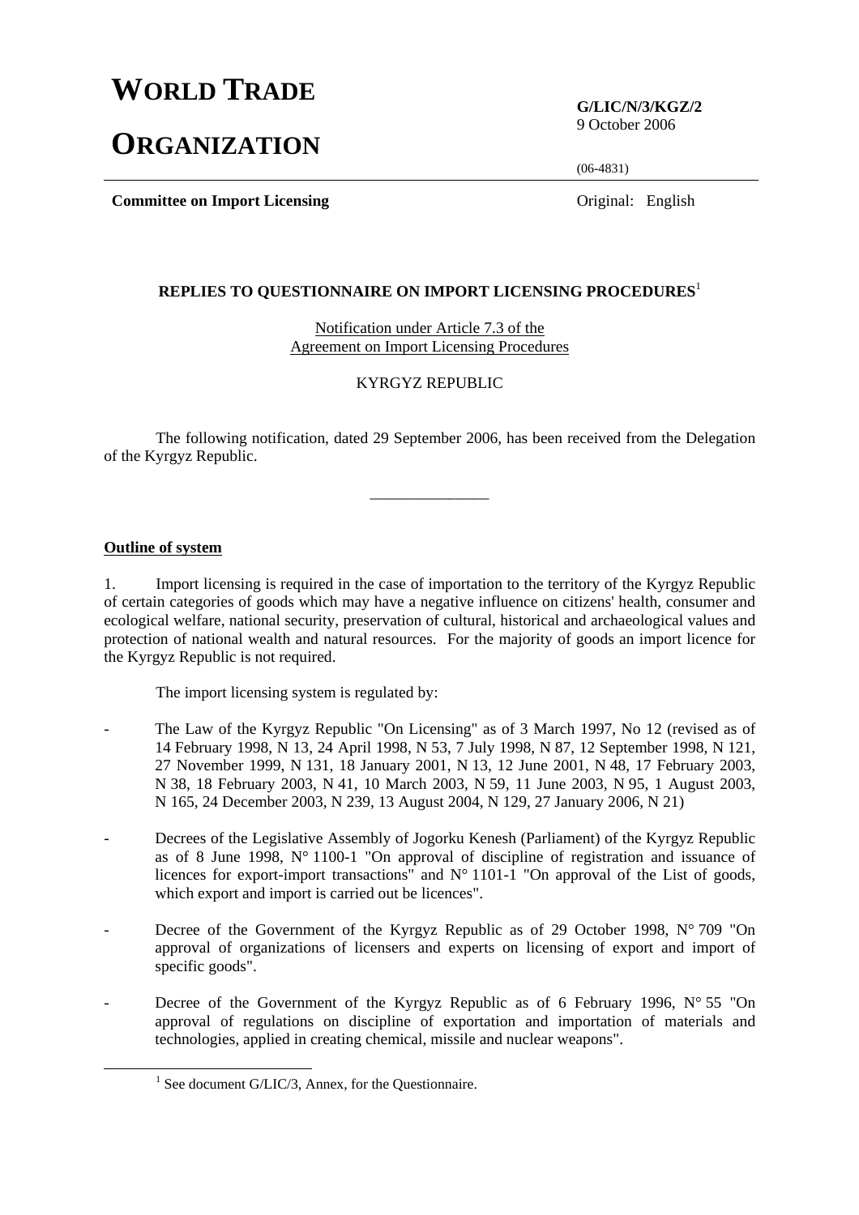# WORLD TRADE ORGANIZATION

**G/LIC/N/3/KGZ/2**
9 October 2006

(06-4831)

**Committee on Import Licensing**

Original: English

## REPLIES TO QUESTIONNAIRE ON IMPORT LICENSING PROCEDURES[1]

Notification under Article 7.3 of the Agreement on Import Licensing Procedures

KYRGYZ REPUBLIC

The following notification, dated 29 September 2006, has been received from the Delegation of the Kyrgyz Republic.

_______________

### Outline of system

1. Import licensing is required in the case of importation to the territory of the Kyrgyz Republic of certain categories of goods which may have a negative influence on citizens' health, consumer and ecological welfare, national security, preservation of cultural, historical and archaeological values and protection of national wealth and natural resources. For the majority of goods an import licence for the Kyrgyz Republic is not required.

The import licensing system is regulated by:

- The Law of the Kyrgyz Republic "On Licensing" as of 3 March 1997, No 12 (revised as of 14 February 1998, N 13, 24 April 1998, N 53, 7 July 1998, N 87, 12 September 1998, N 121, 27 November 1999, N 131, 18 January 2001, N 13, 12 June 2001, N 48, 17 February 2003, N 38, 18 February 2003, N 41, 10 March 2003, N 59, 11 June 2003, N 95, 1 August 2003, N 165, 24 December 2003, N 239, 13 August 2004, N 129, 27 January 2006, N 21)

- Decrees of the Legislative Assembly of Jogorku Kenesh (Parliament) of the Kyrgyz Republic as of 8 June 1998, N° 1100-1 "On approval of discipline of registration and issuance of licences for export-import transactions" and N° 1101-1 "On approval of the List of goods, which export and import is carried out be licences".

- Decree of the Government of the Kyrgyz Republic as of 29 October 1998, N° 709 "On approval of organizations of licensers and experts on licensing of export and import of specific goods".

- Decree of the Government of the Kyrgyz Republic as of 6 February 1996, N° 55 "On approval of regulations on discipline of exportation and importation of materials and technologies, applied in creating chemical, missile and nuclear weapons".

[1] See document G/LIC/3, Annex, for the Questionnaire.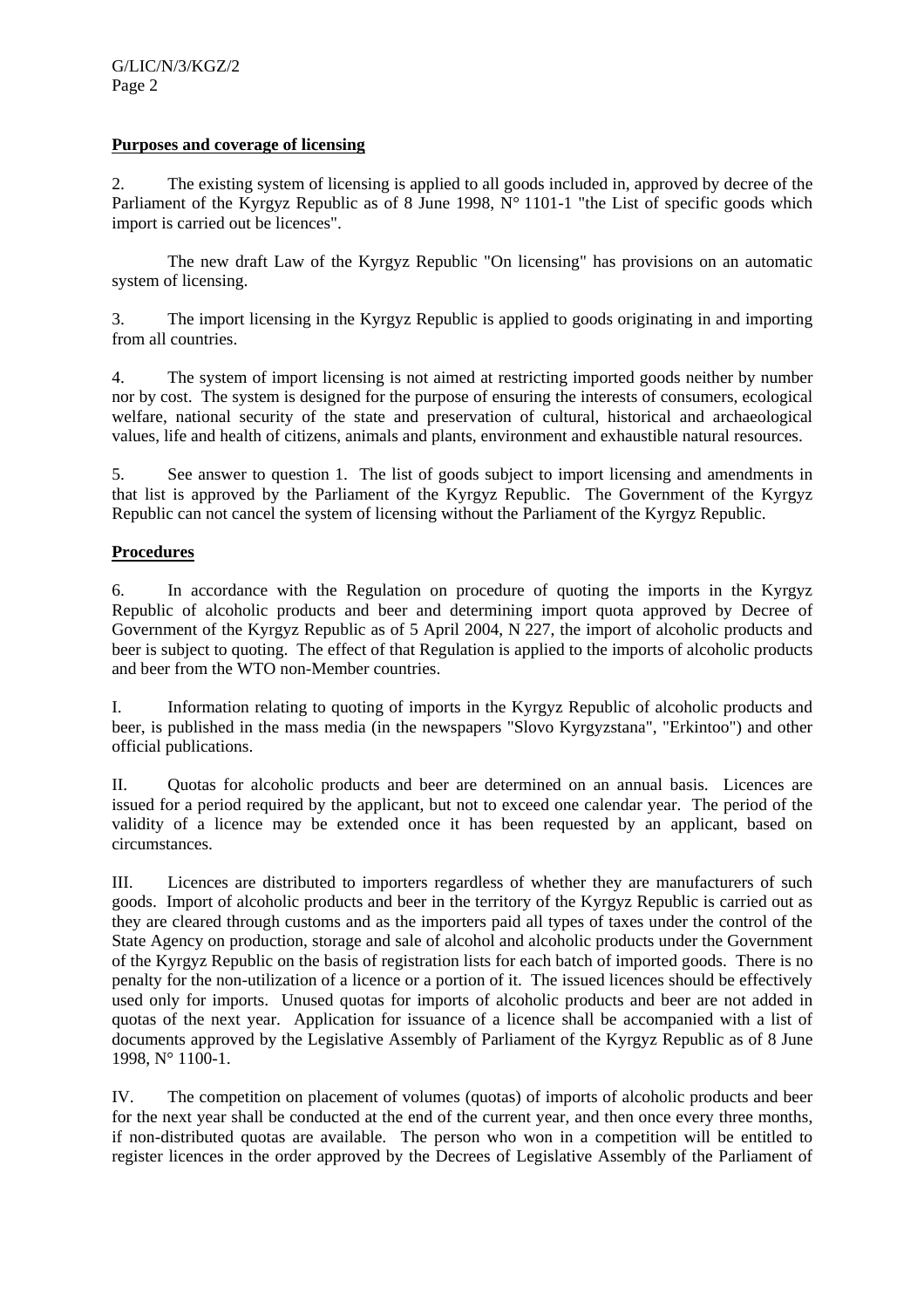**Purposes and coverage of licensing**

2. The existing system of licensing is applied to all goods included in, approved by decree of the Parliament of the Kyrgyz Republic as of 8 June 1998, N° 1101-1 "the List of specific goods which import is carried out be licences".

The new draft Law of the Kyrgyz Republic "On licensing" has provisions on an automatic system of licensing.

3. The import licensing in the Kyrgyz Republic is applied to goods originating in and importing from all countries.

4. The system of import licensing is not aimed at restricting imported goods neither by number nor by cost. The system is designed for the purpose of ensuring the interests of consumers, ecological welfare, national security of the state and preservation of cultural, historical and archaeological values, life and health of citizens, animals and plants, environment and exhaustible natural resources.

5. See answer to question 1. The list of goods subject to import licensing and amendments in that list is approved by the Parliament of the Kyrgyz Republic. The Government of the Kyrgyz Republic can not cancel the system of licensing without the Parliament of the Kyrgyz Republic.

**Procedures**

6. In accordance with the Regulation on procedure of quoting the imports in the Kyrgyz Republic of alcoholic products and beer and determining import quota approved by Decree of Government of the Kyrgyz Republic as of 5 April 2004, N 227, the import of alcoholic products and beer is subject to quoting. The effect of that Regulation is applied to the imports of alcoholic products and beer from the WTO non-Member countries.

I. Information relating to quoting of imports in the Kyrgyz Republic of alcoholic products and beer, is published in the mass media (in the newspapers "Slovo Kyrgyzstana", "Erkintoo") and other official publications.

II. Quotas for alcoholic products and beer are determined on an annual basis. Licences are issued for a period required by the applicant, but not to exceed one calendar year. The period of the validity of a licence may be extended once it has been requested by an applicant, based on circumstances.

III. Licences are distributed to importers regardless of whether they are manufacturers of such goods. Import of alcoholic products and beer in the territory of the Kyrgyz Republic is carried out as they are cleared through customs and as the importers paid all types of taxes under the control of the State Agency on production, storage and sale of alcohol and alcoholic products under the Government of the Kyrgyz Republic on the basis of registration lists for each batch of imported goods. There is no penalty for the non-utilization of a licence or a portion of it. The issued licences should be effectively used only for imports. Unused quotas for imports of alcoholic products and beer are not added in quotas of the next year. Application for issuance of a licence shall be accompanied with a list of documents approved by the Legislative Assembly of Parliament of the Kyrgyz Republic as of 8 June 1998, N° 1100-1.

IV. The competition on placement of volumes (quotas) of imports of alcoholic products and beer for the next year shall be conducted at the end of the current year, and then once every three months, if non-distributed quotas are available. The person who won in a competition will be entitled to register licences in the order approved by the Decrees of Legislative Assembly of the Parliament of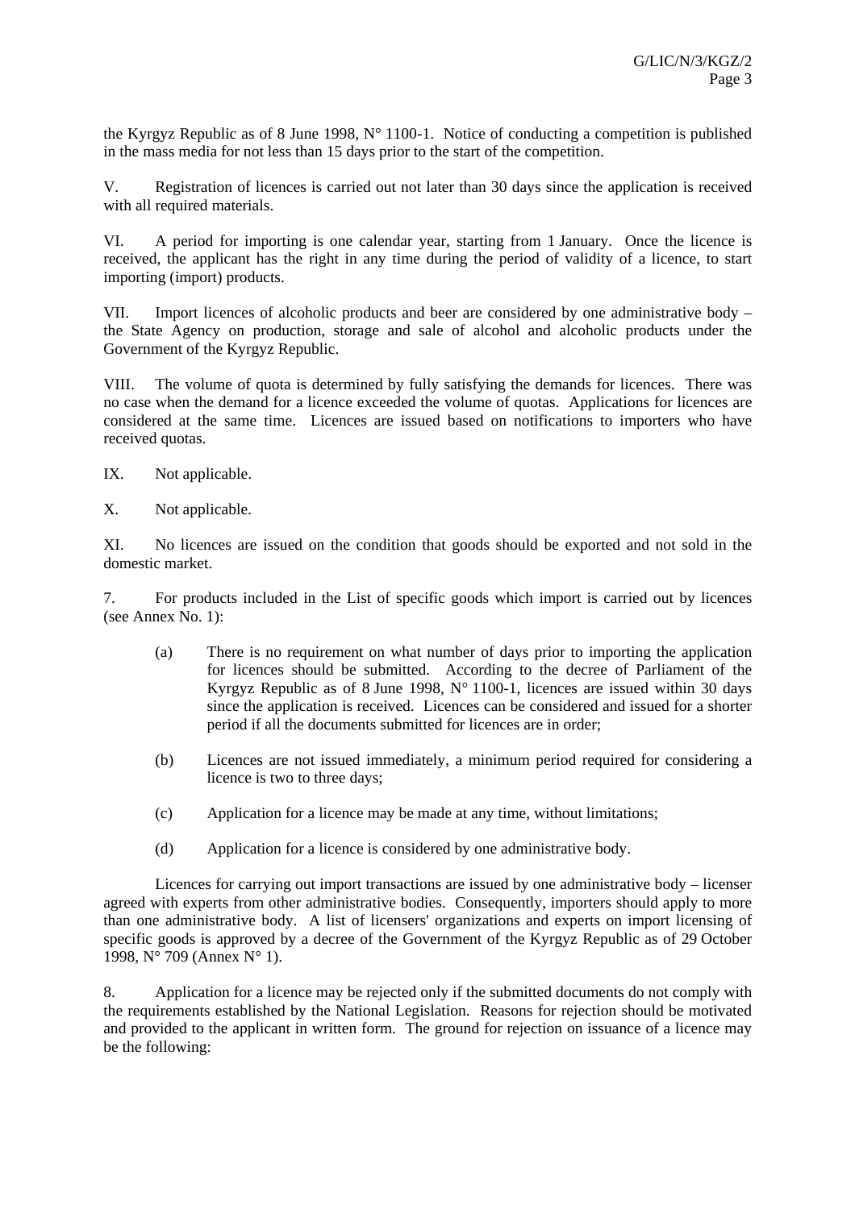the Kyrgyz Republic as of 8 June 1998, N° 1100-1. Notice of conducting a competition is published in the mass media for not less than 15 days prior to the start of the competition.

V. Registration of licences is carried out not later than 30 days since the application is received with all required materials.

VI. A period for importing is one calendar year, starting from 1 January. Once the licence is received, the applicant has the right in any time during the period of validity of a licence, to start importing (import) products.

VII. Import licences of alcoholic products and beer are considered by one administrative body – the State Agency on production, storage and sale of alcohol and alcoholic products under the Government of the Kyrgyz Republic.

VIII. The volume of quota is determined by fully satisfying the demands for licences. There was no case when the demand for a licence exceeded the volume of quotas. Applications for licences are considered at the same time. Licences are issued based on notifications to importers who have received quotas.

IX. Not applicable.

X. Not applicable.

XI. No licences are issued on the condition that goods should be exported and not sold in the domestic market.

7. For products included in the List of specific goods which import is carried out by licences (see Annex No. 1):

(a) There is no requirement on what number of days prior to importing the application for licences should be submitted. According to the decree of Parliament of the Kyrgyz Republic as of 8 June 1998, N° 1100-1, licences are issued within 30 days since the application is received. Licences can be considered and issued for a shorter period if all the documents submitted for licences are in order;

(b) Licences are not issued immediately, a minimum period required for considering a licence is two to three days;

(c) Application for a licence may be made at any time, without limitations;

(d) Application for a licence is considered by one administrative body.

Licences for carrying out import transactions are issued by one administrative body – licenser agreed with experts from other administrative bodies. Consequently, importers should apply to more than one administrative body. A list of licensers' organizations and experts on import licensing of specific goods is approved by a decree of the Government of the Kyrgyz Republic as of 29 October 1998, N° 709 (Annex N° 1).

8. Application for a licence may be rejected only if the submitted documents do not comply with the requirements established by the National Legislation. Reasons for rejection should be motivated and provided to the applicant in written form. The ground for rejection on issuance of a licence may be the following: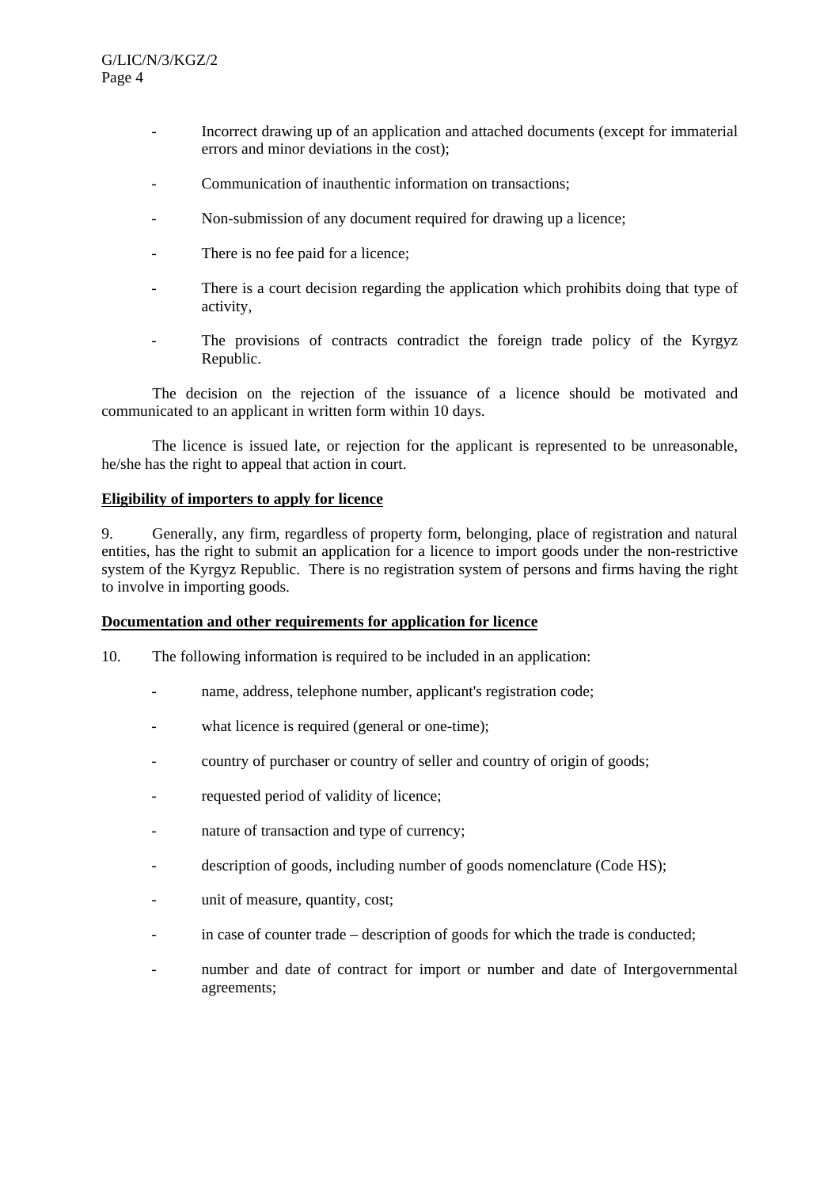- Incorrect drawing up of an application and attached documents (except for immaterial errors and minor deviations in the cost);

- Communication of inauthentic information on transactions;

- Non-submission of any document required for drawing up a licence;

- There is no fee paid for a licence;

- There is a court decision regarding the application which prohibits doing that type of activity,

- The provisions of contracts contradict the foreign trade policy of the Kyrgyz Republic.

The decision on the rejection of the issuance of a licence should be motivated and communicated to an applicant in written form within 10 days.

The licence is issued late, or rejection for the applicant is represented to be unreasonable, he/she has the right to appeal that action in court.

**Eligibility of importers to apply for licence**

9. Generally, any firm, regardless of property form, belonging, place of registration and natural entities, has the right to submit an application for a licence to import goods under the non-restrictive system of the Kyrgyz Republic. There is no registration system of persons and firms having the right to involve in importing goods.

**Documentation and other requirements for application for licence**

10. The following information is required to be included in an application:

- name, address, telephone number, applicant's registration code;

- what licence is required (general or one-time);

- country of purchaser or country of seller and country of origin of goods;

- requested period of validity of licence;

- nature of transaction and type of currency;

- description of goods, including number of goods nomenclature (Code HS);

- unit of measure, quantity, cost;

- in case of counter trade – description of goods for which the trade is conducted;

- number and date of contract for import or number and date of Intergovernmental agreements;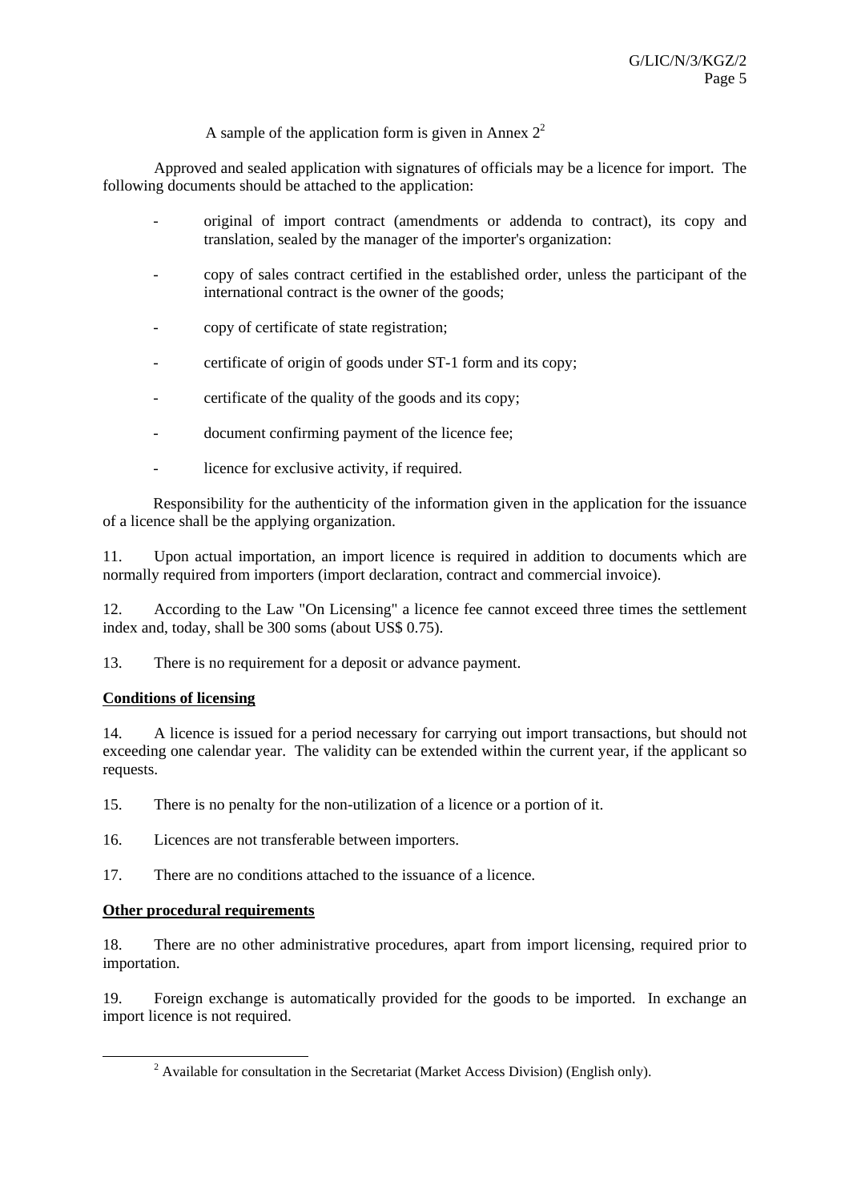A sample of the application form is given in Annex 2[2]

Approved and sealed application with signatures of officials may be a licence for import. The following documents should be attached to the application:

- original of import contract (amendments or addenda to contract), its copy and translation, sealed by the manager of the importer's organization:
- copy of sales contract certified in the established order, unless the participant of the international contract is the owner of the goods;
- copy of certificate of state registration;
- certificate of origin of goods under ST-1 form and its copy;
- certificate of the quality of the goods and its copy;
- document confirming payment of the licence fee;
- licence for exclusive activity, if required.

Responsibility for the authenticity of the information given in the application for the issuance of a licence shall be the applying organization.

11. Upon actual importation, an import licence is required in addition to documents which are normally required from importers (import declaration, contract and commercial invoice).

12. According to the Law "On Licensing" a licence fee cannot exceed three times the settlement index and, today, shall be 300 soms (about US$ 0.75).

13. There is no requirement for a deposit or advance payment.

**Conditions of licensing**

14. A licence is issued for a period necessary for carrying out import transactions, but should not exceeding one calendar year. The validity can be extended within the current year, if the applicant so requests.

15. There is no penalty for the non-utilization of a licence or a portion of it.

16. Licences are not transferable between importers.

17. There are no conditions attached to the issuance of a licence.

**Other procedural requirements**

18. There are no other administrative procedures, apart from import licensing, required prior to importation.

19. Foreign exchange is automatically provided for the goods to be imported. In exchange an import licence is not required.

[2] Available for consultation in the Secretariat (Market Access Division) (English only).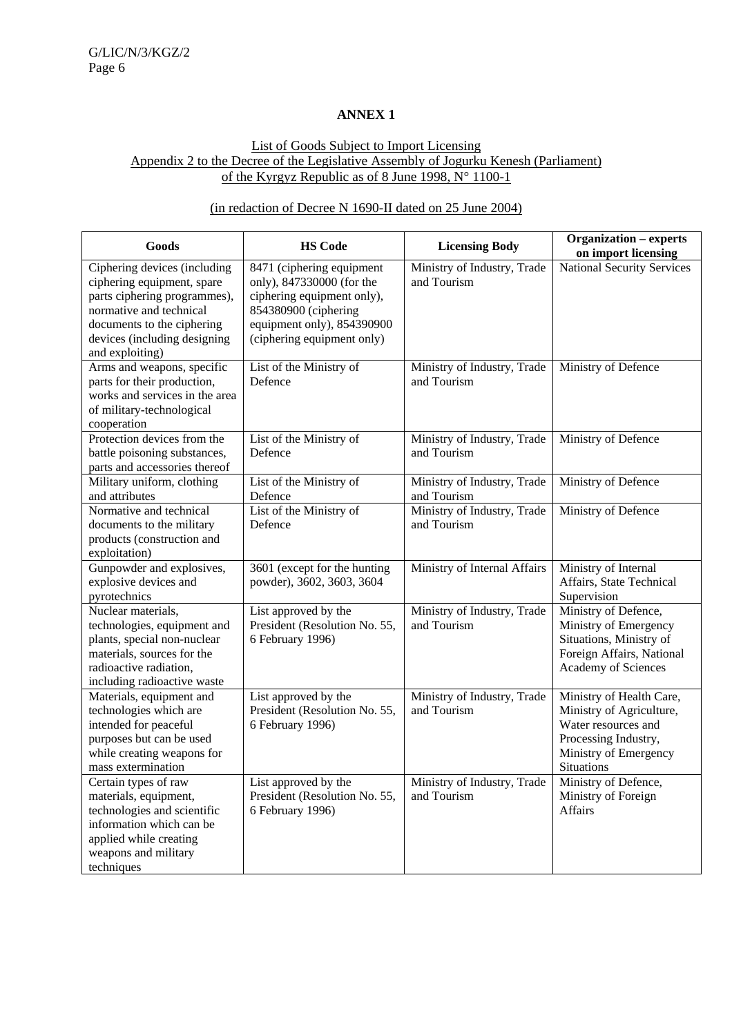## ANNEX 1

List of Goods Subject to Import Licensing
Appendix 2 to the Decree of the Legislative Assembly of Jogurku Kenesh (Parliament) of the Kyrgyz Republic as of 8 June 1998, N° 1100-1

(in redaction of Decree N 1690-II dated on 25 June 2004)

| Goods | HS Code | Licensing Body | Organization – experts on import licensing |
|---|---|---|---|
| Ciphering devices (including ciphering equipment, spare parts ciphering programmes), normative and technical documents to the ciphering devices (including designing and exploiting) | 8471 (ciphering equipment only), 847330000 (for the ciphering equipment only), 854380900 (ciphering equipment only), 854390900 (ciphering equipment only) | Ministry of Industry, Trade and Tourism | National Security Services |
| Arms and weapons, specific parts for their production, works and services in the area of military-technological cooperation | List of the Ministry of Defence | Ministry of Industry, Trade and Tourism | Ministry of Defence |
| Protection devices from the battle poisoning substances, parts and accessories thereof | List of the Ministry of Defence | Ministry of Industry, Trade and Tourism | Ministry of Defence |
| Military uniform, clothing and attributes | List of the Ministry of Defence | Ministry of Industry, Trade and Tourism | Ministry of Defence |
| Normative and technical documents to the military products (construction and exploitation) | List of the Ministry of Defence | Ministry of Industry, Trade and Tourism | Ministry of Defence |
| Gunpowder and explosives, explosive devices and pyrotechnics | 3601 (except for the hunting powder), 3602, 3603, 3604 | Ministry of Internal Affairs | Ministry of Internal Affairs, State Technical Supervision |
| Nuclear materials, technologies, equipment and plants, special non-nuclear materials, sources for the radioactive radiation, including radioactive waste | List approved by the President (Resolution No. 55, 6 February 1996) | Ministry of Industry, Trade and Tourism | Ministry of Defence, Ministry of Emergency Situations, Ministry of Foreign Affairs, National Academy of Sciences |
| Materials, equipment and technologies which are intended for peaceful purposes but can be used while creating weapons for mass extermination | List approved by the President (Resolution No. 55, 6 February 1996) | Ministry of Industry, Trade and Tourism | Ministry of Health Care, Ministry of Agriculture, Water resources and Processing Industry, Ministry of Emergency Situations |
| Certain types of raw materials, equipment, technologies and scientific information which can be applied while creating weapons and military techniques | List approved by the President (Resolution No. 55, 6 February 1996) | Ministry of Industry, Trade and Tourism | Ministry of Defence, Ministry of Foreign Affairs |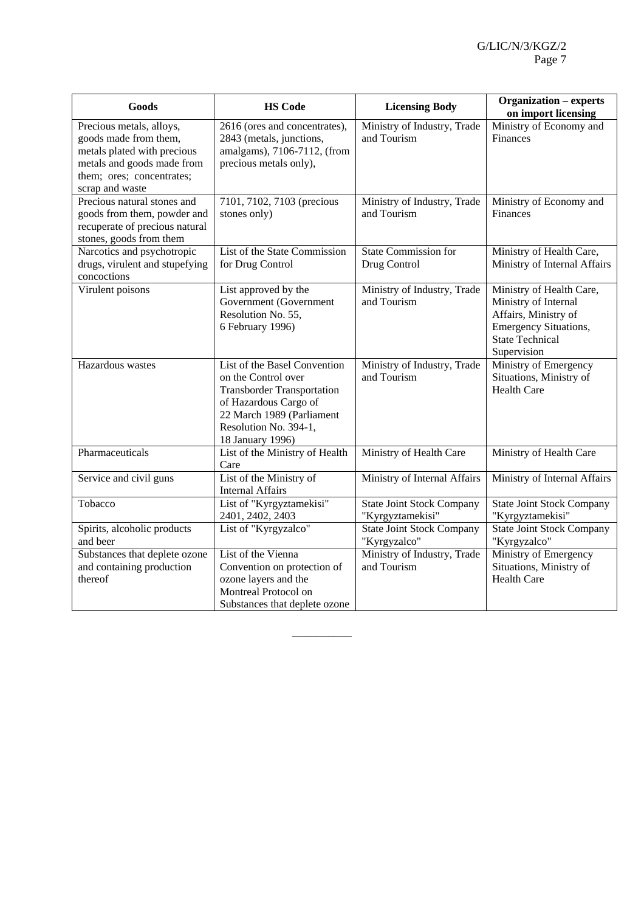| Goods | HS Code | Licensing Body | Organization – experts on import licensing |
|---|---|---|---|
| Precious metals, alloys, goods made from them, metals plated with precious metals and goods made from them; ores; concentrates; scrap and waste | 2616 (ores and concentrates), 2843 (metals, junctions, amalgams), 7106-7112, (from precious metals only), | Ministry of Industry, Trade and Tourism | Ministry of Economy and Finances |
| Precious natural stones and goods from them, powder and recuperate of precious natural stones, goods from them | 7101, 7102, 7103 (precious stones only) | Ministry of Industry, Trade and Tourism | Ministry of Economy and Finances |
| Narcotics and psychotropic drugs, virulent and stupefying concoctions | List of the State Commission for Drug Control | State Commission for Drug Control | Ministry of Health Care, Ministry of Internal Affairs |
| Virulent poisons | List approved by the Government (Government Resolution No. 55, 6 February 1996) | Ministry of Industry, Trade and Tourism | Ministry of Health Care, Ministry of Internal Affairs, Ministry of Emergency Situations, State Technical Supervision |
| Hazardous wastes | List of the Basel Convention on the Control over Transborder Transportation of Hazardous Cargo of 22 March 1989 (Parliament Resolution No. 394-1, 18 January 1996) | Ministry of Industry, Trade and Tourism | Ministry of Emergency Situations, Ministry of Health Care |
| Pharmaceuticals | List of the Ministry of Health Care | Ministry of Health Care | Ministry of Health Care |
| Service and civil guns | List of the Ministry of Internal Affairs | Ministry of Internal Affairs | Ministry of Internal Affairs |
| Tobacco | List of "Kyrgyztamekisi" 2401, 2402, 2403 | State Joint Stock Company "Kyrgyztamekisi" | State Joint Stock Company "Kyrgyztamekisi" |
| Spirits, alcoholic products and beer | List of "Kyrgyzalco" | State Joint Stock Company "Kyrgyzalco" | State Joint Stock Company "Kyrgyzalco" |
| Substances that deplete ozone and containing production thereof | List of the Vienna Convention on protection of ozone layers and the Montreal Protocol on Substances that deplete ozone | Ministry of Industry, Trade and Tourism | Ministry of Emergency Situations, Ministry of Health Care |

__________